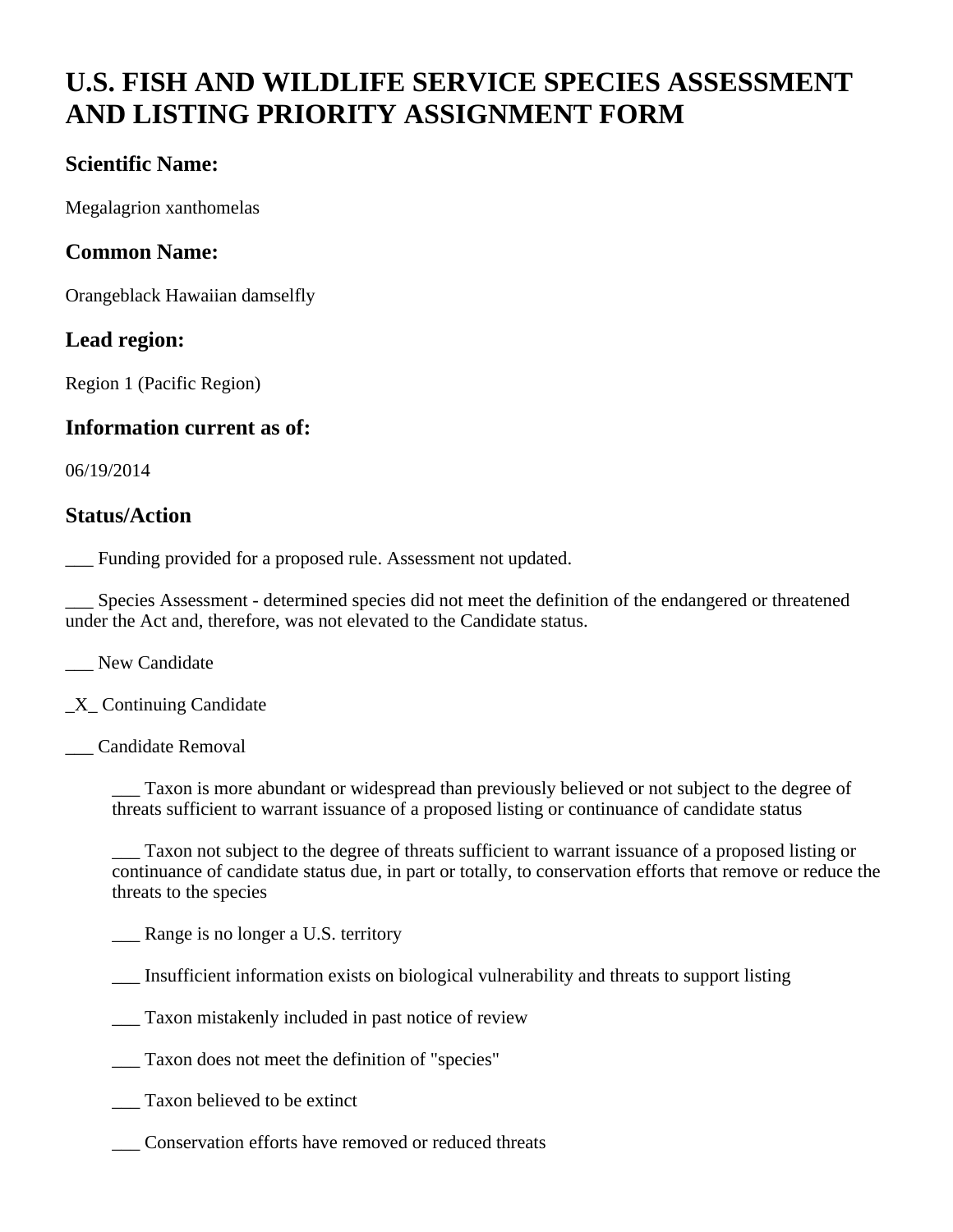# U.S. FISH AND WILDLIFE SERVICE SPECIES ASSESSMENT AND LISTING PRIORITY ASSIGNMENT FORM

## Scientific Name:

Megalagrion xanthomelas

## Common Name:

Orangeblack Hawaiian damselfly

## Lead region:

Region 1 (Pacific Region)

## Information current as of:

06/19/2014

## Status/Action

___ Funding provided for a proposed rule. Assessment not updated.

___ Species Assessment - determined species did not meet the definition of the endangered or threatened under the Act and, therefore, was not elevated to the Candidate status.

___ New Candidate

_X_ Continuing Candidate

___ Candidate Removal

> ___ Taxon is more abundant or widespread than previously believed or not subject to the degree of threats sufficient to warrant issuance of a proposed listing or continuance of candidate status
>
> ___ Taxon not subject to the degree of threats sufficient to warrant issuance of a proposed listing or continuance of candidate status due, in part or totally, to conservation efforts that remove or reduce the threats to the species
>
> ___ Range is no longer a U.S. territory
>
> ___ Insufficient information exists on biological vulnerability and threats to support listing
>
> ___ Taxon mistakenly included in past notice of review
>
> ___ Taxon does not meet the definition of "species"
>
> ___ Taxon believed to be extinct
>
> ___ Conservation efforts have removed or reduced threats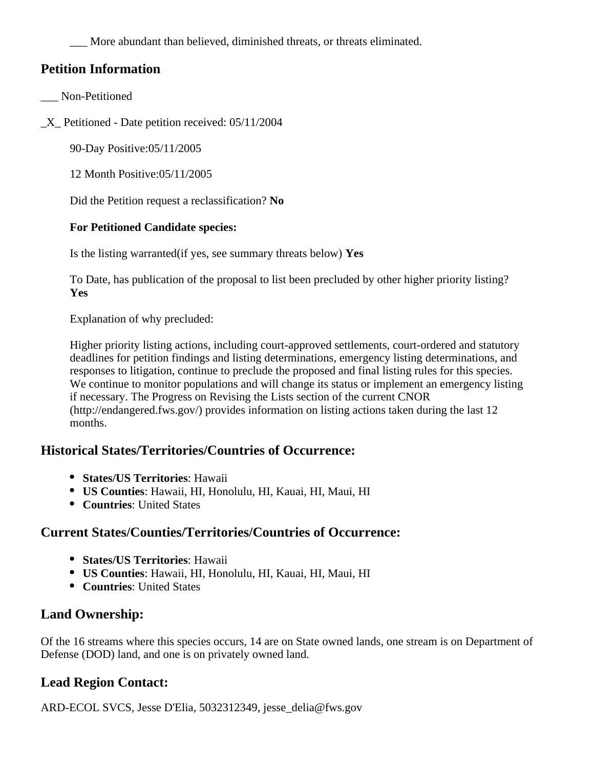___ More abundant than believed, diminished threats, or threats eliminated.

## Petition Information

___ Non-Petitioned

_X_ Petitioned - Date petition received: 05/11/2004

90-Day Positive:05/11/2005

12 Month Positive:05/11/2005

Did the Petition request a reclassification? **No**

**For Petitioned Candidate species:**

Is the listing warranted(if yes, see summary threats below) **Yes**

To Date, has publication of the proposal to list been precluded by other higher priority listing? **Yes**

Explanation of why precluded:

Higher priority listing actions, including court-approved settlements, court-ordered and statutory deadlines for petition findings and listing determinations, emergency listing determinations, and responses to litigation, continue to preclude the proposed and final listing rules for this species. We continue to monitor populations and will change its status or implement an emergency listing if necessary. The Progress on Revising the Lists section of the current CNOR (http://endangered.fws.gov/) provides information on listing actions taken during the last 12 months.

## Historical States/Territories/Countries of Occurrence:

- **States/US Territories**: Hawaii
- **US Counties**: Hawaii, HI, Honolulu, HI, Kauai, HI, Maui, HI
- **Countries**: United States

## Current States/Counties/Territories/Countries of Occurrence:

- **States/US Territories**: Hawaii
- **US Counties**: Hawaii, HI, Honolulu, HI, Kauai, HI, Maui, HI
- **Countries**: United States

## Land Ownership:

Of the 16 streams where this species occurs, 14 are on State owned lands, one stream is on Department of Defense (DOD) land, and one is on privately owned land.

## Lead Region Contact:

ARD-ECOL SVCS, Jesse D'Elia, 5032312349, jesse_delia@fws.gov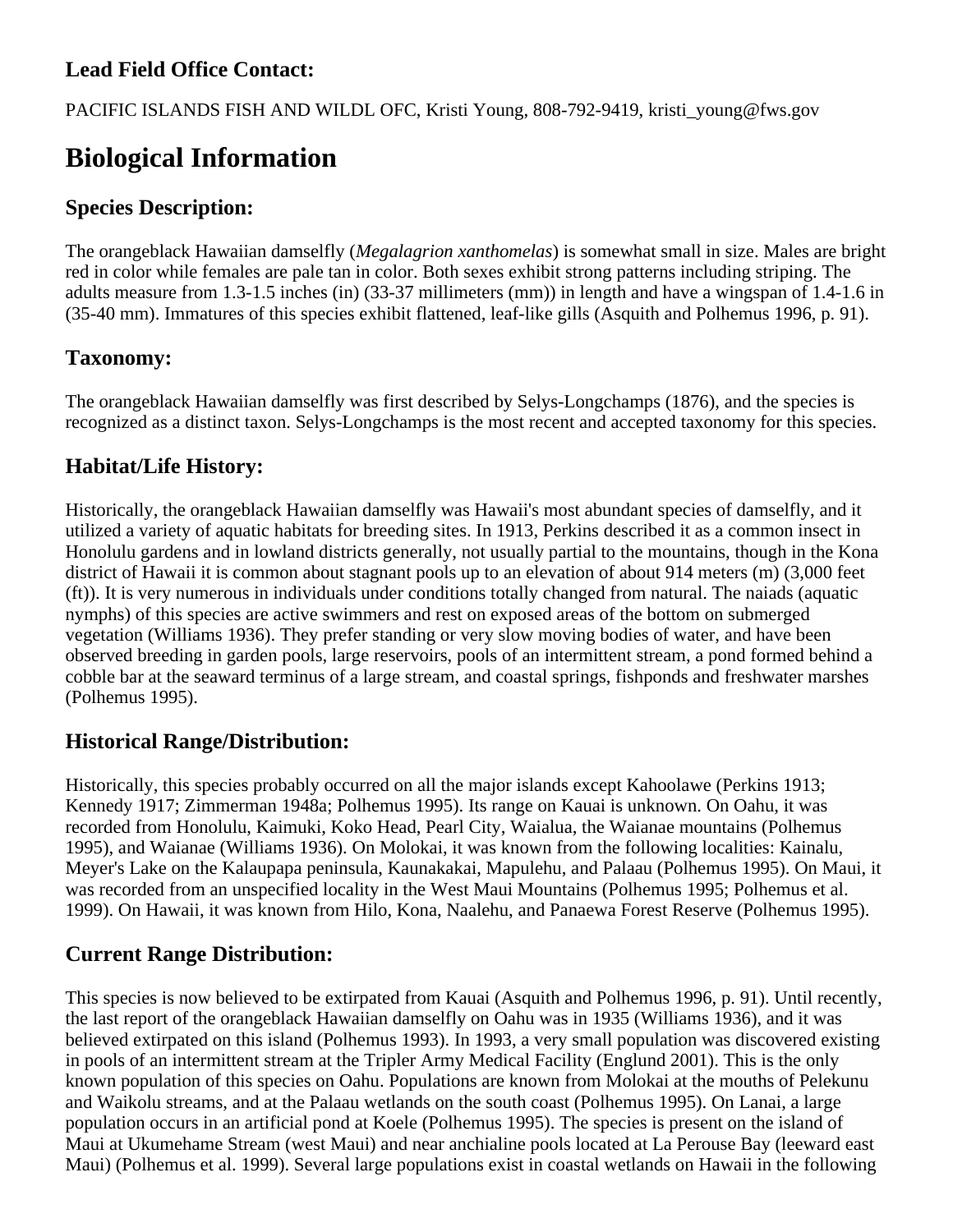### Lead Field Office Contact:

PACIFIC ISLANDS FISH AND WILDL OFC, Kristi Young, 808-792-9419, kristi_young@fws.gov

# Biological Information

### Species Description:

The orangeblack Hawaiian damselfly (*Megalagrion xanthomelas*) is somewhat small in size. Males are bright red in color while females are pale tan in color. Both sexes exhibit strong patterns including striping. The adults measure from 1.3-1.5 inches (in) (33-37 millimeters (mm)) in length and have a wingspan of 1.4-1.6 in (35-40 mm). Immatures of this species exhibit flattened, leaf-like gills (Asquith and Polhemus 1996, p. 91).

### Taxonomy:

The orangeblack Hawaiian damselfly was first described by Selys-Longchamps (1876), and the species is recognized as a distinct taxon. Selys-Longchamps is the most recent and accepted taxonomy for this species.

### Habitat/Life History:

Historically, the orangeblack Hawaiian damselfly was Hawaii's most abundant species of damselfly, and it utilized a variety of aquatic habitats for breeding sites. In 1913, Perkins described it as a common insect in Honolulu gardens and in lowland districts generally, not usually partial to the mountains, though in the Kona district of Hawaii it is common about stagnant pools up to an elevation of about 914 meters (m) (3,000 feet (ft)). It is very numerous in individuals under conditions totally changed from natural. The naiads (aquatic nymphs) of this species are active swimmers and rest on exposed areas of the bottom on submerged vegetation (Williams 1936). They prefer standing or very slow moving bodies of water, and have been observed breeding in garden pools, large reservoirs, pools of an intermittent stream, a pond formed behind a cobble bar at the seaward terminus of a large stream, and coastal springs, fishponds and freshwater marshes (Polhemus 1995).

### Historical Range/Distribution:

Historically, this species probably occurred on all the major islands except Kahoolawe (Perkins 1913; Kennedy 1917; Zimmerman 1948a; Polhemus 1995). Its range on Kauai is unknown. On Oahu, it was recorded from Honolulu, Kaimuki, Koko Head, Pearl City, Waialua, the Waianae mountains (Polhemus 1995), and Waianae (Williams 1936). On Molokai, it was known from the following localities: Kainalu, Meyer's Lake on the Kalaupapa peninsula, Kaunakakai, Mapulehu, and Palaau (Polhemus 1995). On Maui, it was recorded from an unspecified locality in the West Maui Mountains (Polhemus 1995; Polhemus et al. 1999). On Hawaii, it was known from Hilo, Kona, Naalehu, and Panaewa Forest Reserve (Polhemus 1995).

### Current Range Distribution:

This species is now believed to be extirpated from Kauai (Asquith and Polhemus 1996, p. 91). Until recently, the last report of the orangeblack Hawaiian damselfly on Oahu was in 1935 (Williams 1936), and it was believed extirpated on this island (Polhemus 1993). In 1993, a very small population was discovered existing in pools of an intermittent stream at the Tripler Army Medical Facility (Englund 2001). This is the only known population of this species on Oahu. Populations are known from Molokai at the mouths of Pelekunu and Waikolu streams, and at the Palaau wetlands on the south coast (Polhemus 1995). On Lanai, a large population occurs in an artificial pond at Koele (Polhemus 1995). The species is present on the island of Maui at Ukumehame Stream (west Maui) and near anchialine pools located at La Perouse Bay (leeward east Maui) (Polhemus et al. 1999). Several large populations exist in coastal wetlands on Hawaii in the following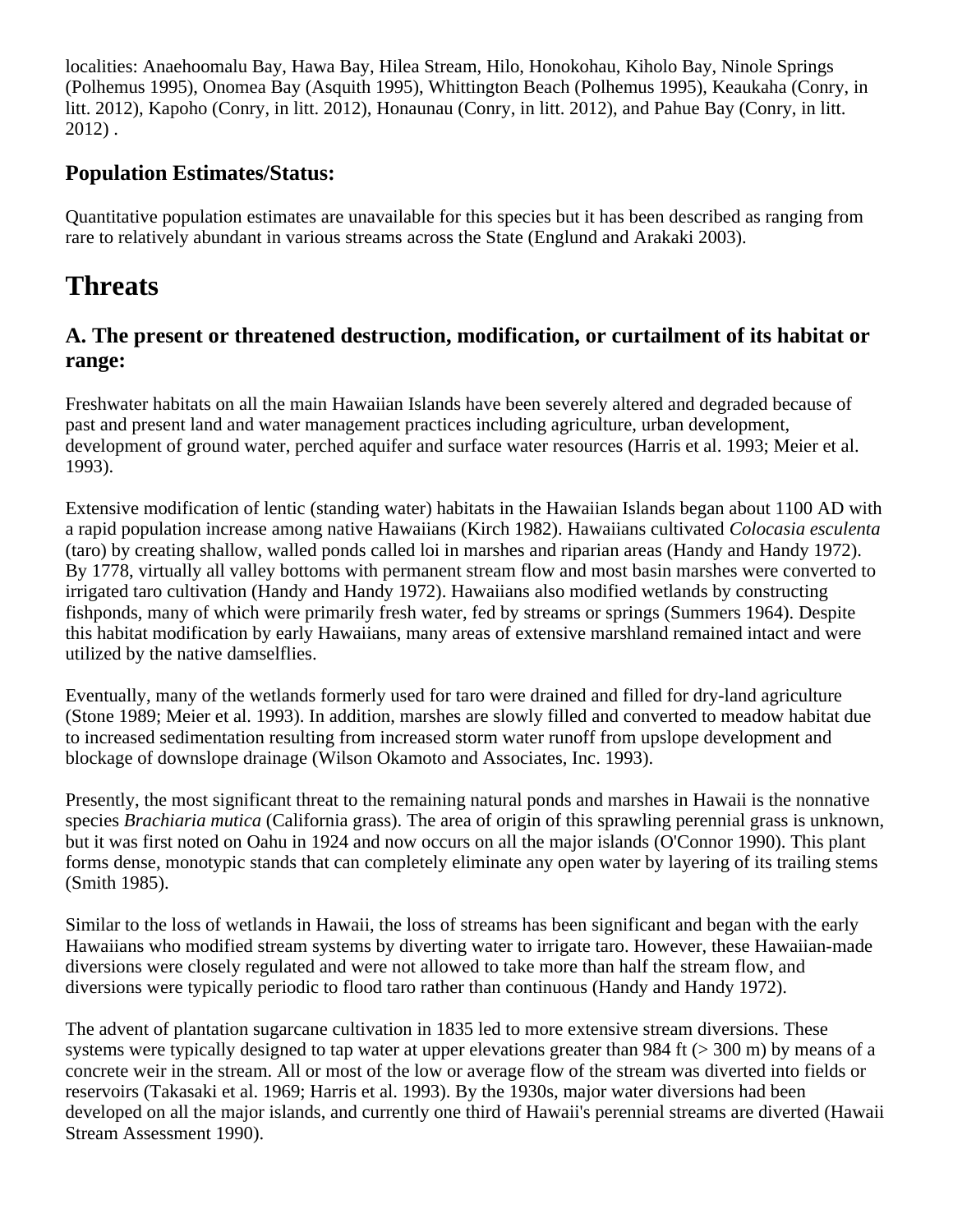localities: Anaehoomalu Bay, Hawa Bay, Hilea Stream, Hilo, Honokohau, Kiholo Bay, Ninole Springs (Polhemus 1995), Onomea Bay (Asquith 1995), Whittington Beach (Polhemus 1995), Keaukaha (Conry, in litt. 2012), Kapoho (Conry, in litt. 2012), Honaunau (Conry, in litt. 2012), and Pahue Bay (Conry, in litt. 2012) .

### Population Estimates/Status:

Quantitative population estimates are unavailable for this species but it has been described as ranging from rare to relatively abundant in various streams across the State (Englund and Arakaki 2003).

## Threats

### A. The present or threatened destruction, modification, or curtailment of its habitat or range:

Freshwater habitats on all the main Hawaiian Islands have been severely altered and degraded because of past and present land and water management practices including agriculture, urban development, development of ground water, perched aquifer and surface water resources (Harris et al. 1993; Meier et al. 1993).

Extensive modification of lentic (standing water) habitats in the Hawaiian Islands began about 1100 AD with a rapid population increase among native Hawaiians (Kirch 1982). Hawaiians cultivated *Colocasia esculenta* (taro) by creating shallow, walled ponds called loi in marshes and riparian areas (Handy and Handy 1972). By 1778, virtually all valley bottoms with permanent stream flow and most basin marshes were converted to irrigated taro cultivation (Handy and Handy 1972). Hawaiians also modified wetlands by constructing fishponds, many of which were primarily fresh water, fed by streams or springs (Summers 1964). Despite this habitat modification by early Hawaiians, many areas of extensive marshland remained intact and were utilized by the native damselflies.

Eventually, many of the wetlands formerly used for taro were drained and filled for dry-land agriculture (Stone 1989; Meier et al. 1993). In addition, marshes are slowly filled and converted to meadow habitat due to increased sedimentation resulting from increased storm water runoff from upslope development and blockage of downslope drainage (Wilson Okamoto and Associates, Inc. 1993).

Presently, the most significant threat to the remaining natural ponds and marshes in Hawaii is the nonnative species *Brachiaria mutica* (California grass). The area of origin of this sprawling perennial grass is unknown, but it was first noted on Oahu in 1924 and now occurs on all the major islands (O'Connor 1990). This plant forms dense, monotypic stands that can completely eliminate any open water by layering of its trailing stems (Smith 1985).

Similar to the loss of wetlands in Hawaii, the loss of streams has been significant and began with the early Hawaiians who modified stream systems by diverting water to irrigate taro. However, these Hawaiian-made diversions were closely regulated and were not allowed to take more than half the stream flow, and diversions were typically periodic to flood taro rather than continuous (Handy and Handy 1972).

The advent of plantation sugarcane cultivation in 1835 led to more extensive stream diversions. These systems were typically designed to tap water at upper elevations greater than 984 ft (> 300 m) by means of a concrete weir in the stream. All or most of the low or average flow of the stream was diverted into fields or reservoirs (Takasaki et al. 1969; Harris et al. 1993). By the 1930s, major water diversions had been developed on all the major islands, and currently one third of Hawaii's perennial streams are diverted (Hawaii Stream Assessment 1990).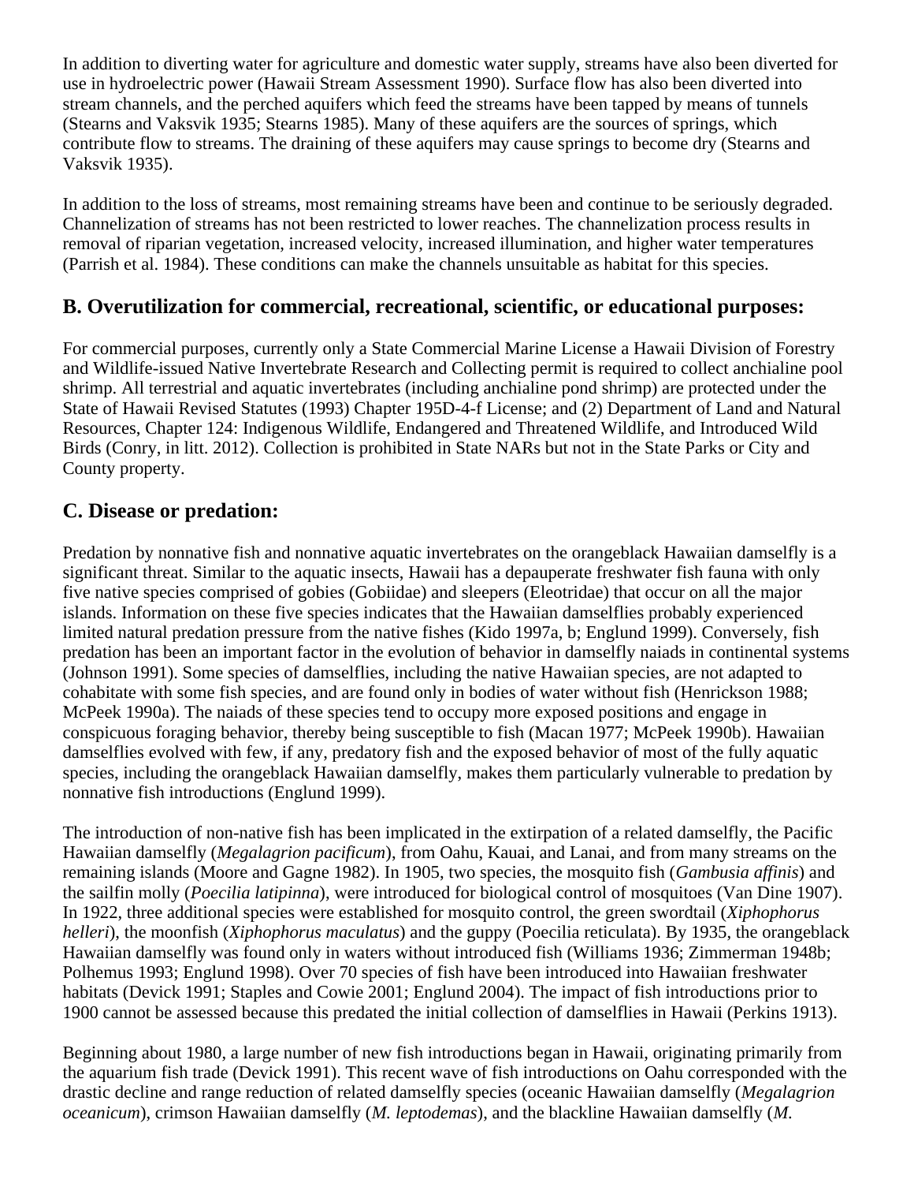In addition to diverting water for agriculture and domestic water supply, streams have also been diverted for use in hydroelectric power (Hawaii Stream Assessment 1990). Surface flow has also been diverted into stream channels, and the perched aquifers which feed the streams have been tapped by means of tunnels (Stearns and Vaksvik 1935; Stearns 1985). Many of these aquifers are the sources of springs, which contribute flow to streams. The draining of these aquifers may cause springs to become dry (Stearns and Vaksvik 1935).

In addition to the loss of streams, most remaining streams have been and continue to be seriously degraded. Channelization of streams has not been restricted to lower reaches. The channelization process results in removal of riparian vegetation, increased velocity, increased illumination, and higher water temperatures (Parrish et al. 1984). These conditions can make the channels unsuitable as habitat for this species.

## B. Overutilization for commercial, recreational, scientific, or educational purposes:

For commercial purposes, currently only a State Commercial Marine License a Hawaii Division of Forestry and Wildlife-issued Native Invertebrate Research and Collecting permit is required to collect anchialine pool shrimp. All terrestrial and aquatic invertebrates (including anchialine pond shrimp) are protected under the State of Hawaii Revised Statutes (1993) Chapter 195D-4-f License; and (2) Department of Land and Natural Resources, Chapter 124: Indigenous Wildlife, Endangered and Threatened Wildlife, and Introduced Wild Birds (Conry, in litt. 2012). Collection is prohibited in State NARs but not in the State Parks or City and County property.

## C. Disease or predation:

Predation by nonnative fish and nonnative aquatic invertebrates on the orangeblack Hawaiian damselfly is a significant threat. Similar to the aquatic insects, Hawaii has a depauperate freshwater fish fauna with only five native species comprised of gobies (Gobiidae) and sleepers (Eleotridae) that occur on all the major islands. Information on these five species indicates that the Hawaiian damselflies probably experienced limited natural predation pressure from the native fishes (Kido 1997a, b; Englund 1999). Conversely, fish predation has been an important factor in the evolution of behavior in damselfly naiads in continental systems (Johnson 1991). Some species of damselflies, including the native Hawaiian species, are not adapted to cohabitate with some fish species, and are found only in bodies of water without fish (Henrickson 1988; McPeek 1990a). The naiads of these species tend to occupy more exposed positions and engage in conspicuous foraging behavior, thereby being susceptible to fish (Macan 1977; McPeek 1990b). Hawaiian damselflies evolved with few, if any, predatory fish and the exposed behavior of most of the fully aquatic species, including the orangeblack Hawaiian damselfly, makes them particularly vulnerable to predation by nonnative fish introductions (Englund 1999).

The introduction of non-native fish has been implicated in the extirpation of a related damselfly, the Pacific Hawaiian damselfly (*Megalagrion pacificum*), from Oahu, Kauai, and Lanai, and from many streams on the remaining islands (Moore and Gagne 1982). In 1905, two species, the mosquito fish (*Gambusia affinis*) and the sailfin molly (*Poecilia latipinna*), were introduced for biological control of mosquitoes (Van Dine 1907). In 1922, three additional species were established for mosquito control, the green swordtail (*Xiphophorus helleri*), the moonfish (*Xiphophorus maculatus*) and the guppy (Poecilia reticulata). By 1935, the orangeblack Hawaiian damselfly was found only in waters without introduced fish (Williams 1936; Zimmerman 1948b; Polhemus 1993; Englund 1998). Over 70 species of fish have been introduced into Hawaiian freshwater habitats (Devick 1991; Staples and Cowie 2001; Englund 2004). The impact of fish introductions prior to 1900 cannot be assessed because this predated the initial collection of damselflies in Hawaii (Perkins 1913).

Beginning about 1980, a large number of new fish introductions began in Hawaii, originating primarily from the aquarium fish trade (Devick 1991). This recent wave of fish introductions on Oahu corresponded with the drastic decline and range reduction of related damselfly species (oceanic Hawaiian damselfly (*Megalagrion oceanicum*), crimson Hawaiian damselfly (*M. leptodemas*), and the blackline Hawaiian damselfly (*M.*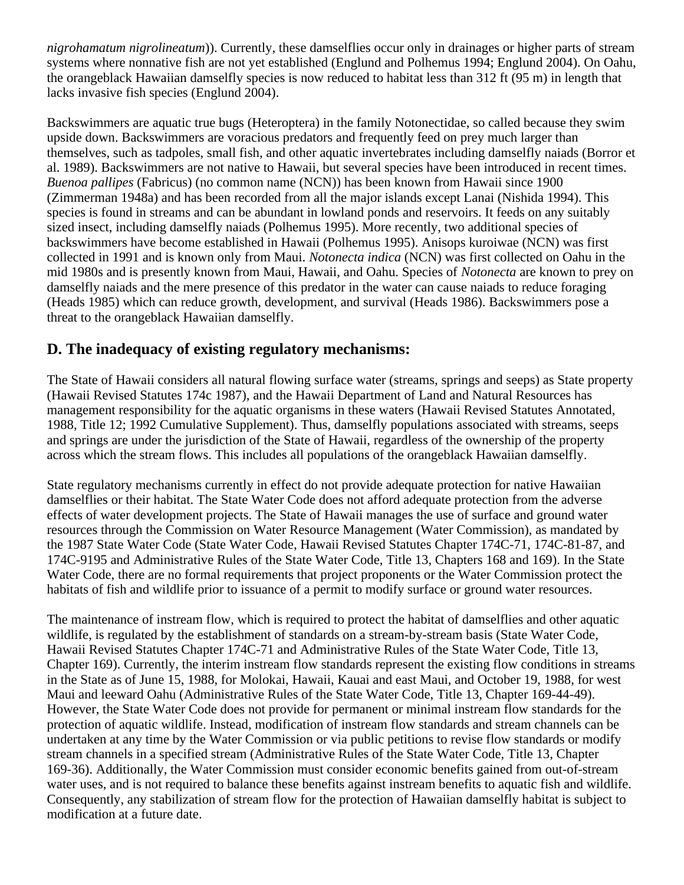*nigrohamatum nigrolineatum*)). Currently, these damselflies occur only in drainages or higher parts of stream systems where nonnative fish are not yet established (Englund and Polhemus 1994; Englund 2004). On Oahu, the orangeblack Hawaiian damselfly species is now reduced to habitat less than 312 ft (95 m) in length that lacks invasive fish species (Englund 2004).

Backswimmers are aquatic true bugs (Heteroptera) in the family Notonectidae, so called because they swim upside down. Backswimmers are voracious predators and frequently feed on prey much larger than themselves, such as tadpoles, small fish, and other aquatic invertebrates including damselfly naiads (Borror et al. 1989). Backswimmers are not native to Hawaii, but several species have been introduced in recent times. *Buenoa pallipes* (Fabricus) (no common name (NCN)) has been known from Hawaii since 1900 (Zimmerman 1948a) and has been recorded from all the major islands except Lanai (Nishida 1994). This species is found in streams and can be abundant in lowland ponds and reservoirs. It feeds on any suitably sized insect, including damselfly naiads (Polhemus 1995). More recently, two additional species of backswimmers have become established in Hawaii (Polhemus 1995). Anisops kuroiwae (NCN) was first collected in 1991 and is known only from Maui. *Notonecta indica* (NCN) was first collected on Oahu in the mid 1980s and is presently known from Maui, Hawaii, and Oahu. Species of *Notonecta* are known to prey on damselfly naiads and the mere presence of this predator in the water can cause naiads to reduce foraging (Heads 1985) which can reduce growth, development, and survival (Heads 1986). Backswimmers pose a threat to the orangeblack Hawaiian damselfly.

## D. The inadequacy of existing regulatory mechanisms:

The State of Hawaii considers all natural flowing surface water (streams, springs and seeps) as State property (Hawaii Revised Statutes 174c 1987), and the Hawaii Department of Land and Natural Resources has management responsibility for the aquatic organisms in these waters (Hawaii Revised Statutes Annotated, 1988, Title 12; 1992 Cumulative Supplement). Thus, damselfly populations associated with streams, seeps and springs are under the jurisdiction of the State of Hawaii, regardless of the ownership of the property across which the stream flows. This includes all populations of the orangeblack Hawaiian damselfly.

State regulatory mechanisms currently in effect do not provide adequate protection for native Hawaiian damselflies or their habitat. The State Water Code does not afford adequate protection from the adverse effects of water development projects. The State of Hawaii manages the use of surface and ground water resources through the Commission on Water Resource Management (Water Commission), as mandated by the 1987 State Water Code (State Water Code, Hawaii Revised Statutes Chapter 174C-71, 174C-81-87, and 174C-9195 and Administrative Rules of the State Water Code, Title 13, Chapters 168 and 169). In the State Water Code, there are no formal requirements that project proponents or the Water Commission protect the habitats of fish and wildlife prior to issuance of a permit to modify surface or ground water resources.

The maintenance of instream flow, which is required to protect the habitat of damselflies and other aquatic wildlife, is regulated by the establishment of standards on a stream-by-stream basis (State Water Code, Hawaii Revised Statutes Chapter 174C-71 and Administrative Rules of the State Water Code, Title 13, Chapter 169). Currently, the interim instream flow standards represent the existing flow conditions in streams in the State as of June 15, 1988, for Molokai, Hawaii, Kauai and east Maui, and October 19, 1988, for west Maui and leeward Oahu (Administrative Rules of the State Water Code, Title 13, Chapter 169-44-49). However, the State Water Code does not provide for permanent or minimal instream flow standards for the protection of aquatic wildlife. Instead, modification of instream flow standards and stream channels can be undertaken at any time by the Water Commission or via public petitions to revise flow standards or modify stream channels in a specified stream (Administrative Rules of the State Water Code, Title 13, Chapter 169-36). Additionally, the Water Commission must consider economic benefits gained from out-of-stream water uses, and is not required to balance these benefits against instream benefits to aquatic fish and wildlife. Consequently, any stabilization of stream flow for the protection of Hawaiian damselfly habitat is subject to modification at a future date.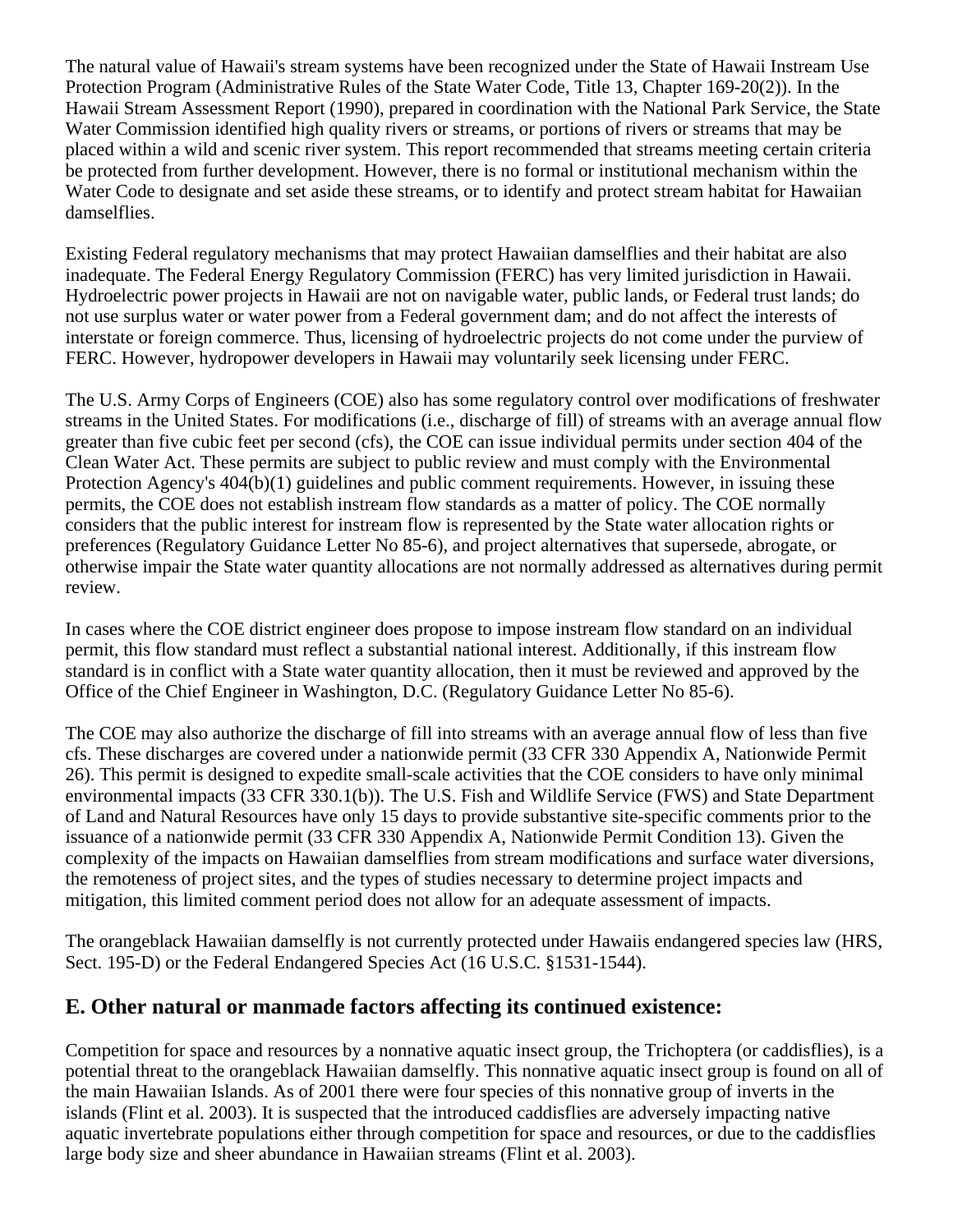The natural value of Hawaii's stream systems have been recognized under the State of Hawaii Instream Use Protection Program (Administrative Rules of the State Water Code, Title 13, Chapter 169-20(2)). In the Hawaii Stream Assessment Report (1990), prepared in coordination with the National Park Service, the State Water Commission identified high quality rivers or streams, or portions of rivers or streams that may be placed within a wild and scenic river system. This report recommended that streams meeting certain criteria be protected from further development. However, there is no formal or institutional mechanism within the Water Code to designate and set aside these streams, or to identify and protect stream habitat for Hawaiian damselflies.

Existing Federal regulatory mechanisms that may protect Hawaiian damselflies and their habitat are also inadequate. The Federal Energy Regulatory Commission (FERC) has very limited jurisdiction in Hawaii. Hydroelectric power projects in Hawaii are not on navigable water, public lands, or Federal trust lands; do not use surplus water or water power from a Federal government dam; and do not affect the interests of interstate or foreign commerce. Thus, licensing of hydroelectric projects do not come under the purview of FERC. However, hydropower developers in Hawaii may voluntarily seek licensing under FERC.

The U.S. Army Corps of Engineers (COE) also has some regulatory control over modifications of freshwater streams in the United States. For modifications (i.e., discharge of fill) of streams with an average annual flow greater than five cubic feet per second (cfs), the COE can issue individual permits under section 404 of the Clean Water Act. These permits are subject to public review and must comply with the Environmental Protection Agency's 404(b)(1) guidelines and public comment requirements. However, in issuing these permits, the COE does not establish instream flow standards as a matter of policy. The COE normally considers that the public interest for instream flow is represented by the State water allocation rights or preferences (Regulatory Guidance Letter No 85-6), and project alternatives that supersede, abrogate, or otherwise impair the State water quantity allocations are not normally addressed as alternatives during permit review.

In cases where the COE district engineer does propose to impose instream flow standard on an individual permit, this flow standard must reflect a substantial national interest. Additionally, if this instream flow standard is in conflict with a State water quantity allocation, then it must be reviewed and approved by the Office of the Chief Engineer in Washington, D.C. (Regulatory Guidance Letter No 85-6).

The COE may also authorize the discharge of fill into streams with an average annual flow of less than five cfs. These discharges are covered under a nationwide permit (33 CFR 330 Appendix A, Nationwide Permit 26). This permit is designed to expedite small-scale activities that the COE considers to have only minimal environmental impacts (33 CFR 330.1(b)). The U.S. Fish and Wildlife Service (FWS) and State Department of Land and Natural Resources have only 15 days to provide substantive site-specific comments prior to the issuance of a nationwide permit (33 CFR 330 Appendix A, Nationwide Permit Condition 13). Given the complexity of the impacts on Hawaiian damselflies from stream modifications and surface water diversions, the remoteness of project sites, and the types of studies necessary to determine project impacts and mitigation, this limited comment period does not allow for an adequate assessment of impacts.

The orangeblack Hawaiian damselfly is not currently protected under Hawaiis endangered species law (HRS, Sect. 195-D) or the Federal Endangered Species Act (16 U.S.C. §1531-1544).

## E. Other natural or manmade factors affecting its continued existence:

Competition for space and resources by a nonnative aquatic insect group, the Trichoptera (or caddisflies), is a potential threat to the orangeblack Hawaiian damselfly. This nonnative aquatic insect group is found on all of the main Hawaiian Islands. As of 2001 there were four species of this nonnative group of inverts in the islands (Flint et al. 2003). It is suspected that the introduced caddisflies are adversely impacting native aquatic invertebrate populations either through competition for space and resources, or due to the caddisflies large body size and sheer abundance in Hawaiian streams (Flint et al. 2003).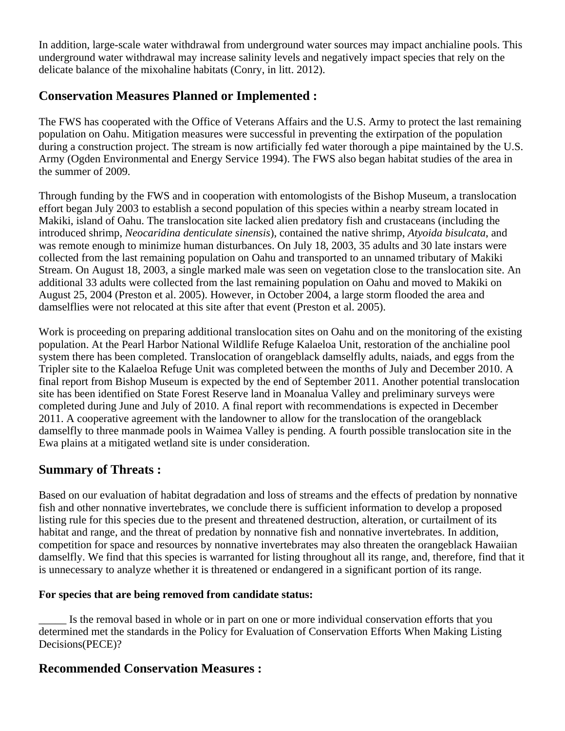In addition, large-scale water withdrawal from underground water sources may impact anchialine pools. This underground water withdrawal may increase salinity levels and negatively impact species that rely on the delicate balance of the mixohaline habitats (Conry, in litt. 2012).

## Conservation Measures Planned or Implemented :

The FWS has cooperated with the Office of Veterans Affairs and the U.S. Army to protect the last remaining population on Oahu. Mitigation measures were successful in preventing the extirpation of the population during a construction project. The stream is now artificially fed water thorough a pipe maintained by the U.S. Army (Ogden Environmental and Energy Service 1994). The FWS also began habitat studies of the area in the summer of 2009.

Through funding by the FWS and in cooperation with entomologists of the Bishop Museum, a translocation effort began July 2003 to establish a second population of this species within a nearby stream located in Makiki, island of Oahu. The translocation site lacked alien predatory fish and crustaceans (including the introduced shrimp, *Neocaridina denticulate sinensis*), contained the native shrimp, *Atyoida bisulcata*, and was remote enough to minimize human disturbances. On July 18, 2003, 35 adults and 30 late instars were collected from the last remaining population on Oahu and transported to an unnamed tributary of Makiki Stream. On August 18, 2003, a single marked male was seen on vegetation close to the translocation site. An additional 33 adults were collected from the last remaining population on Oahu and moved to Makiki on August 25, 2004 (Preston et al. 2005). However, in October 2004, a large storm flooded the area and damselflies were not relocated at this site after that event (Preston et al. 2005).

Work is proceeding on preparing additional translocation sites on Oahu and on the monitoring of the existing population. At the Pearl Harbor National Wildlife Refuge Kalaeloa Unit, restoration of the anchialine pool system there has been completed. Translocation of orangeblack damselfly adults, naiads, and eggs from the Tripler site to the Kalaeloa Refuge Unit was completed between the months of July and December 2010. A final report from Bishop Museum is expected by the end of September 2011. Another potential translocation site has been identified on State Forest Reserve land in Moanalua Valley and preliminary surveys were completed during June and July of 2010. A final report with recommendations is expected in December 2011. A cooperative agreement with the landowner to allow for the translocation of the orangeblack damselfly to three manmade pools in Waimea Valley is pending. A fourth possible translocation site in the Ewa plains at a mitigated wetland site is under consideration.

## Summary of Threats :

Based on our evaluation of habitat degradation and loss of streams and the effects of predation by nonnative fish and other nonnative invertebrates, we conclude there is sufficient information to develop a proposed listing rule for this species due to the present and threatened destruction, alteration, or curtailment of its habitat and range, and the threat of predation by nonnative fish and nonnative invertebrates. In addition, competition for space and resources by nonnative invertebrates may also threaten the orangeblack Hawaiian damselfly. We find that this species is warranted for listing throughout all its range, and, therefore, find that it is unnecessary to analyze whether it is threatened or endangered in a significant portion of its range.

**For species that are being removed from candidate status:**

_____ Is the removal based in whole or in part on one or more individual conservation efforts that you determined met the standards in the Policy for Evaluation of Conservation Efforts When Making Listing Decisions(PECE)?

## Recommended Conservation Measures :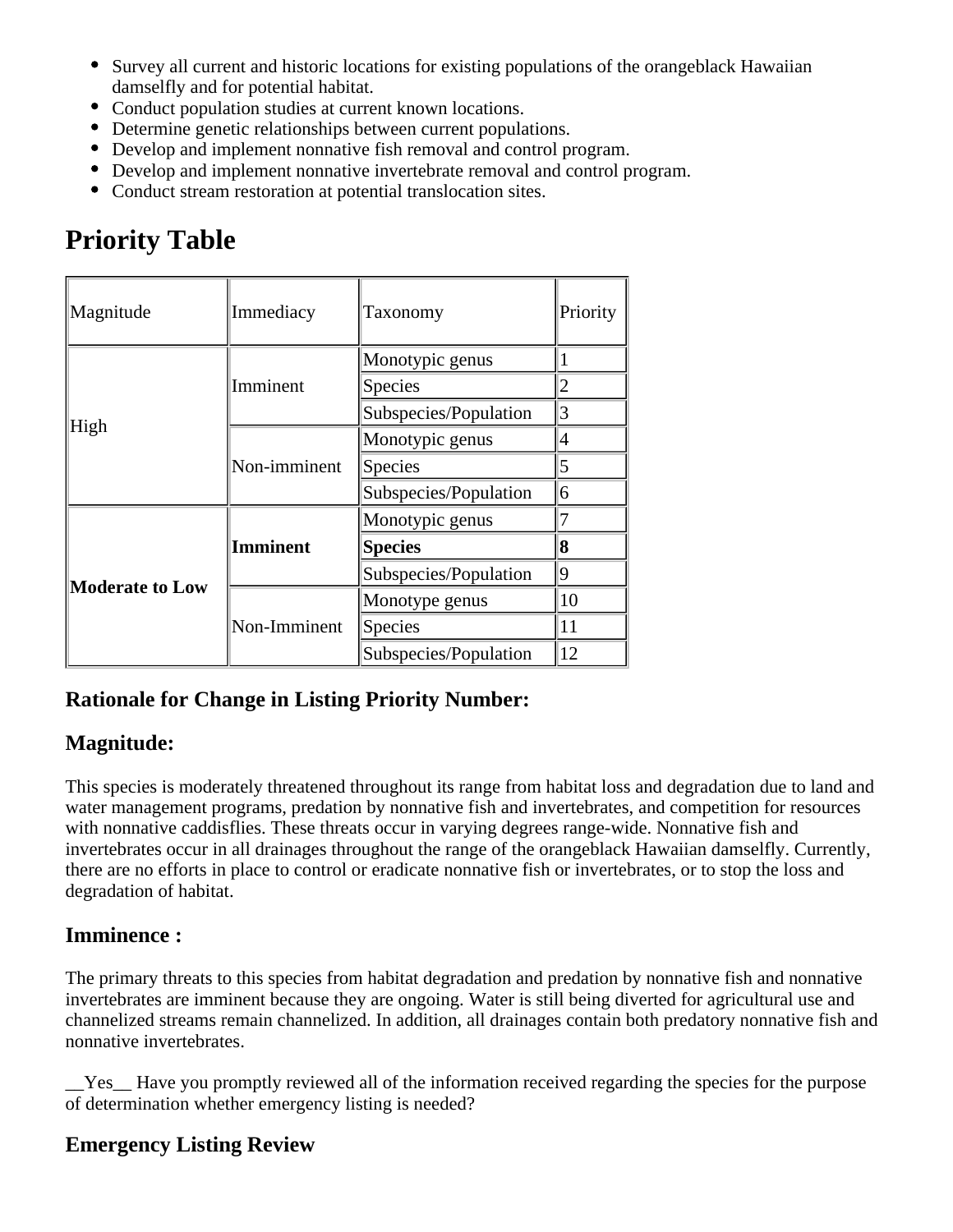- Survey all current and historic locations for existing populations of the orangeblack Hawaiian damselfly and for potential habitat.
- Conduct population studies at current known locations.
- Determine genetic relationships between current populations.
- Develop and implement nonnative fish removal and control program.
- Develop and implement nonnative invertebrate removal and control program.
- Conduct stream restoration at potential translocation sites.

# Priority Table

| Magnitude | Immediacy | Taxonomy | Priority |
|---|---|---|---|
| High | Imminent | Monotypic genus | 1 |
| | | Species | 2 |
| | | Subspecies/Population | 3 |
| | Non-imminent | Monotypic genus | 4 |
| | | Species | 5 |
| | | Subspecies/Population | 6 |
| **Moderate to Low** | **Imminent** | Monotypic genus | 7 |
| | | **Species** | **8** |
| | | Subspecies/Population | 9 |
| | Non-Imminent | Monotype genus | 10 |
| | | Species | 11 |
| | | Subspecies/Population | 12 |

### Rationale for Change in Listing Priority Number:

### Magnitude:

This species is moderately threatened throughout its range from habitat loss and degradation due to land and water management programs, predation by nonnative fish and invertebrates, and competition for resources with nonnative caddisflies. These threats occur in varying degrees range-wide. Nonnative fish and invertebrates occur in all drainages throughout the range of the orangeblack Hawaiian damselfly. Currently, there are no efforts in place to control or eradicate nonnative fish or invertebrates, or to stop the loss and degradation of habitat.

### Imminence :

The primary threats to this species from habitat degradation and predation by nonnative fish and nonnative invertebrates are imminent because they are ongoing. Water is still being diverted for agricultural use and channelized streams remain channelized. In addition, all drainages contain both predatory nonnative fish and nonnative invertebrates.

__Yes__ Have you promptly reviewed all of the information received regarding the species for the purpose of determination whether emergency listing is needed?

### Emergency Listing Review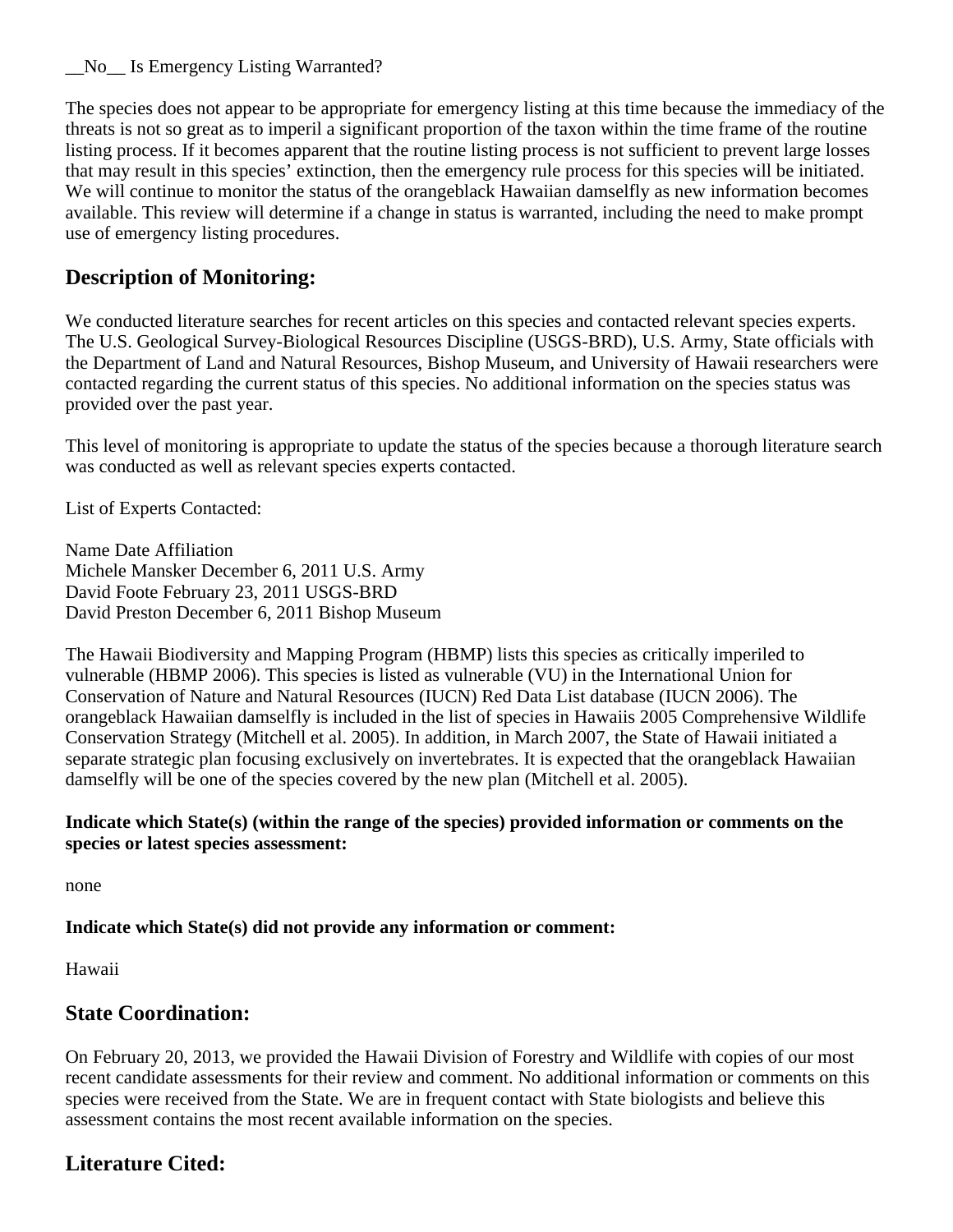__No__ Is Emergency Listing Warranted?

The species does not appear to be appropriate for emergency listing at this time because the immediacy of the threats is not so great as to imperil a significant proportion of the taxon within the time frame of the routine listing process. If it becomes apparent that the routine listing process is not sufficient to prevent large losses that may result in this species' extinction, then the emergency rule process for this species will be initiated. We will continue to monitor the status of the orangeblack Hawaiian damselfly as new information becomes available. This review will determine if a change in status is warranted, including the need to make prompt use of emergency listing procedures.

## Description of Monitoring:

We conducted literature searches for recent articles on this species and contacted relevant species experts. The U.S. Geological Survey-Biological Resources Discipline (USGS-BRD), U.S. Army, State officials with the Department of Land and Natural Resources, Bishop Museum, and University of Hawaii researchers were contacted regarding the current status of this species. No additional information on the species status was provided over the past year.

This level of monitoring is appropriate to update the status of the species because a thorough literature search was conducted as well as relevant species experts contacted.

List of Experts Contacted:

| Name | Date | Affiliation |
|---|---|---|
| Michele Mansker | December 6, 2011 | U.S. Army |
| David Foote | February 23, 2011 | USGS-BRD |
| David Preston | December 6, 2011 | Bishop Museum |

The Hawaii Biodiversity and Mapping Program (HBMP) lists this species as critically imperiled to vulnerable (HBMP 2006). This species is listed as vulnerable (VU) in the International Union for Conservation of Nature and Natural Resources (IUCN) Red Data List database (IUCN 2006). The orangeblack Hawaiian damselfly is included in the list of species in Hawaiis 2005 Comprehensive Wildlife Conservation Strategy (Mitchell et al. 2005). In addition, in March 2007, the State of Hawaii initiated a separate strategic plan focusing exclusively on invertebrates. It is expected that the orangeblack Hawaiian damselfly will be one of the species covered by the new plan (Mitchell et al. 2005).

**Indicate which State(s) (within the range of the species) provided information or comments on the species or latest species assessment:**

none

**Indicate which State(s) did not provide any information or comment:**

Hawaii

## State Coordination:

On February 20, 2013, we provided the Hawaii Division of Forestry and Wildlife with copies of our most recent candidate assessments for their review and comment. No additional information or comments on this species were received from the State. We are in frequent contact with State biologists and believe this assessment contains the most recent available information on the species.

## Literature Cited: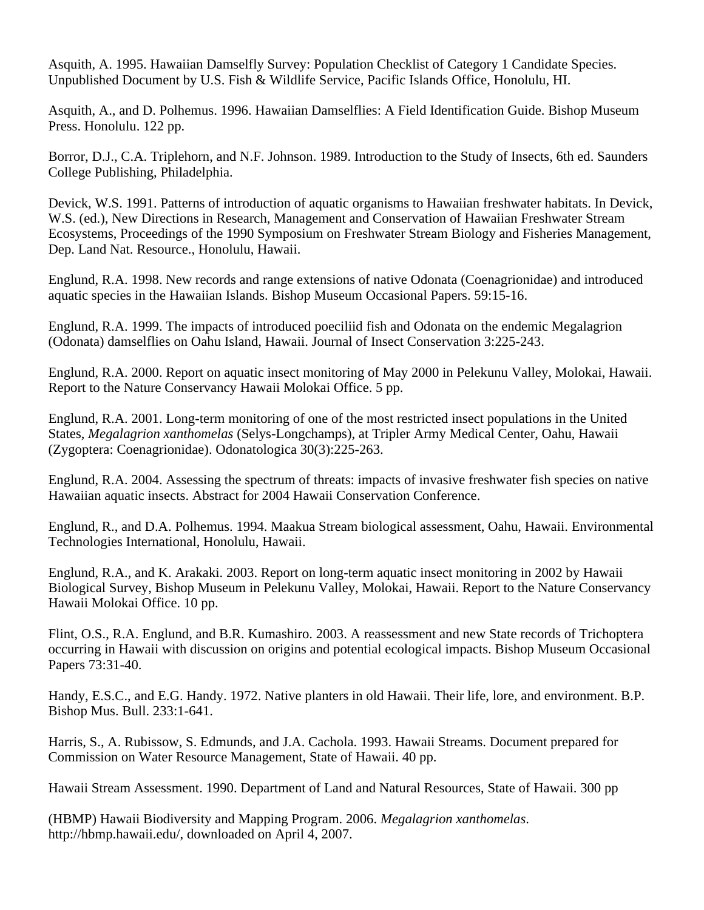Asquith, A. 1995. Hawaiian Damselfly Survey: Population Checklist of Category 1 Candidate Species. Unpublished Document by U.S. Fish & Wildlife Service, Pacific Islands Office, Honolulu, HI.

Asquith, A., and D. Polhemus. 1996. Hawaiian Damselflies: A Field Identification Guide. Bishop Museum Press. Honolulu. 122 pp.

Borror, D.J., C.A. Triplehorn, and N.F. Johnson. 1989. Introduction to the Study of Insects, 6th ed. Saunders College Publishing, Philadelphia.

Devick, W.S. 1991. Patterns of introduction of aquatic organisms to Hawaiian freshwater habitats. In Devick, W.S. (ed.), New Directions in Research, Management and Conservation of Hawaiian Freshwater Stream Ecosystems, Proceedings of the 1990 Symposium on Freshwater Stream Biology and Fisheries Management, Dep. Land Nat. Resource., Honolulu, Hawaii.

Englund, R.A. 1998. New records and range extensions of native Odonata (Coenagrionidae) and introduced aquatic species in the Hawaiian Islands. Bishop Museum Occasional Papers. 59:15-16.

Englund, R.A. 1999. The impacts of introduced poeciliid fish and Odonata on the endemic Megalagrion (Odonata) damselflies on Oahu Island, Hawaii. Journal of Insect Conservation 3:225-243.

Englund, R.A. 2000. Report on aquatic insect monitoring of May 2000 in Pelekunu Valley, Molokai, Hawaii. Report to the Nature Conservancy Hawaii Molokai Office. 5 pp.

Englund, R.A. 2001. Long-term monitoring of one of the most restricted insect populations in the United States, *Megalagrion xanthomelas* (Selys-Longchamps), at Tripler Army Medical Center, Oahu, Hawaii (Zygoptera: Coenagrionidae). Odonatologica 30(3):225-263.

Englund, R.A. 2004. Assessing the spectrum of threats: impacts of invasive freshwater fish species on native Hawaiian aquatic insects. Abstract for 2004 Hawaii Conservation Conference.

Englund, R., and D.A. Polhemus. 1994. Maakua Stream biological assessment, Oahu, Hawaii. Environmental Technologies International, Honolulu, Hawaii.

Englund, R.A., and K. Arakaki. 2003. Report on long-term aquatic insect monitoring in 2002 by Hawaii Biological Survey, Bishop Museum in Pelekunu Valley, Molokai, Hawaii. Report to the Nature Conservancy Hawaii Molokai Office. 10 pp.

Flint, O.S., R.A. Englund, and B.R. Kumashiro. 2003. A reassessment and new State records of Trichoptera occurring in Hawaii with discussion on origins and potential ecological impacts. Bishop Museum Occasional Papers 73:31-40.

Handy, E.S.C., and E.G. Handy. 1972. Native planters in old Hawaii. Their life, lore, and environment. B.P. Bishop Mus. Bull. 233:1-641.

Harris, S., A. Rubissow, S. Edmunds, and J.A. Cachola. 1993. Hawaii Streams. Document prepared for Commission on Water Resource Management, State of Hawaii. 40 pp.

Hawaii Stream Assessment. 1990. Department of Land and Natural Resources, State of Hawaii. 300 pp

(HBMP) Hawaii Biodiversity and Mapping Program. 2006. *Megalagrion xanthomelas*. http://hbmp.hawaii.edu/, downloaded on April 4, 2007.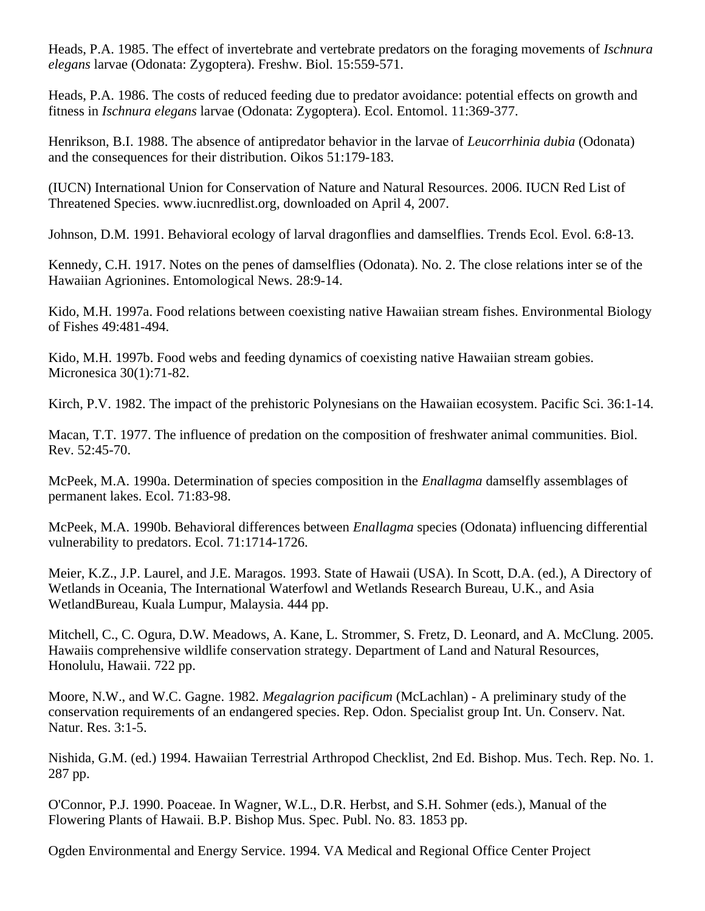Heads, P.A. 1985. The effect of invertebrate and vertebrate predators on the foraging movements of *Ischnura elegans* larvae (Odonata: Zygoptera). Freshw. Biol. 15:559-571.

Heads, P.A. 1986. The costs of reduced feeding due to predator avoidance: potential effects on growth and fitness in *Ischnura elegans* larvae (Odonata: Zygoptera). Ecol. Entomol. 11:369-377.

Henrikson, B.I. 1988. The absence of antipredator behavior in the larvae of *Leucorrhinia dubia* (Odonata) and the consequences for their distribution. Oikos 51:179-183.

(IUCN) International Union for Conservation of Nature and Natural Resources. 2006. IUCN Red List of Threatened Species. www.iucnredlist.org, downloaded on April 4, 2007.

Johnson, D.M. 1991. Behavioral ecology of larval dragonflies and damselflies. Trends Ecol. Evol. 6:8-13.

Kennedy, C.H. 1917. Notes on the penes of damselflies (Odonata). No. 2. The close relations inter se of the Hawaiian Agrionines. Entomological News. 28:9-14.

Kido, M.H. 1997a. Food relations between coexisting native Hawaiian stream fishes. Environmental Biology of Fishes 49:481-494.

Kido, M.H. 1997b. Food webs and feeding dynamics of coexisting native Hawaiian stream gobies. Micronesica 30(1):71-82.

Kirch, P.V. 1982. The impact of the prehistoric Polynesians on the Hawaiian ecosystem. Pacific Sci. 36:1-14.

Macan, T.T. 1977. The influence of predation on the composition of freshwater animal communities. Biol. Rev. 52:45-70.

McPeek, M.A. 1990a. Determination of species composition in the *Enallagma* damselfly assemblages of permanent lakes. Ecol. 71:83-98.

McPeek, M.A. 1990b. Behavioral differences between *Enallagma* species (Odonata) influencing differential vulnerability to predators. Ecol. 71:1714-1726.

Meier, K.Z., J.P. Laurel, and J.E. Maragos. 1993. State of Hawaii (USA). In Scott, D.A. (ed.), A Directory of Wetlands in Oceania, The International Waterfowl and Wetlands Research Bureau, U.K., and Asia WetlandBureau, Kuala Lumpur, Malaysia. 444 pp.

Mitchell, C., C. Ogura, D.W. Meadows, A. Kane, L. Strommer, S. Fretz, D. Leonard, and A. McClung. 2005. Hawaiis comprehensive wildlife conservation strategy. Department of Land and Natural Resources, Honolulu, Hawaii. 722 pp.

Moore, N.W., and W.C. Gagne. 1982. *Megalagrion pacificum* (McLachlan) - A preliminary study of the conservation requirements of an endangered species. Rep. Odon. Specialist group Int. Un. Conserv. Nat. Natur. Res. 3:1-5.

Nishida, G.M. (ed.) 1994. Hawaiian Terrestrial Arthropod Checklist, 2nd Ed. Bishop. Mus. Tech. Rep. No. 1. 287 pp.

O'Connor, P.J. 1990. Poaceae. In Wagner, W.L., D.R. Herbst, and S.H. Sohmer (eds.), Manual of the Flowering Plants of Hawaii. B.P. Bishop Mus. Spec. Publ. No. 83. 1853 pp.

Ogden Environmental and Energy Service. 1994. VA Medical and Regional Office Center Project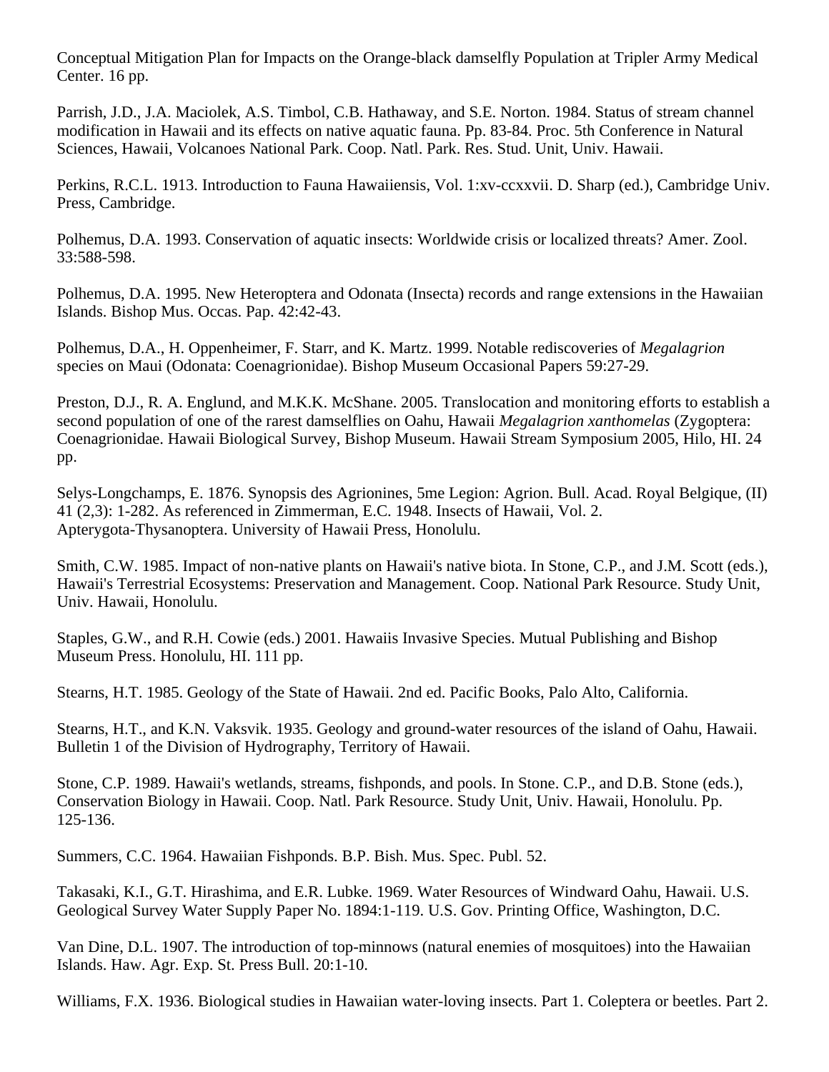Conceptual Mitigation Plan for Impacts on the Orange-black damselfly Population at Tripler Army Medical Center. 16 pp.

Parrish, J.D., J.A. Maciolek, A.S. Timbol, C.B. Hathaway, and S.E. Norton. 1984. Status of stream channel modification in Hawaii and its effects on native aquatic fauna. Pp. 83-84. Proc. 5th Conference in Natural Sciences, Hawaii, Volcanoes National Park. Coop. Natl. Park. Res. Stud. Unit, Univ. Hawaii.

Perkins, R.C.L. 1913. Introduction to Fauna Hawaiiensis, Vol. 1:xv-ccxxvii. D. Sharp (ed.), Cambridge Univ. Press, Cambridge.

Polhemus, D.A. 1993. Conservation of aquatic insects: Worldwide crisis or localized threats? Amer. Zool. 33:588-598.

Polhemus, D.A. 1995. New Heteroptera and Odonata (Insecta) records and range extensions in the Hawaiian Islands. Bishop Mus. Occas. Pap. 42:42-43.

Polhemus, D.A., H. Oppenheimer, F. Starr, and K. Martz. 1999. Notable rediscoveries of *Megalagrion* species on Maui (Odonata: Coenagrionidae). Bishop Museum Occasional Papers 59:27-29.

Preston, D.J., R. A. Englund, and M.K.K. McShane. 2005. Translocation and monitoring efforts to establish a second population of one of the rarest damselflies on Oahu, Hawaii *Megalagrion xanthomelas* (Zygoptera: Coenagrionidae. Hawaii Biological Survey, Bishop Museum. Hawaii Stream Symposium 2005, Hilo, HI. 24 pp.

Selys-Longchamps, E. 1876. Synopsis des Agrionines, 5me Legion: Agrion. Bull. Acad. Royal Belgique, (II) 41 (2,3): 1-282. As referenced in Zimmerman, E.C. 1948. Insects of Hawaii, Vol. 2. Apterygota-Thysanoptera. University of Hawaii Press, Honolulu.

Smith, C.W. 1985. Impact of non-native plants on Hawaii's native biota. In Stone, C.P., and J.M. Scott (eds.), Hawaii's Terrestrial Ecosystems: Preservation and Management. Coop. National Park Resource. Study Unit, Univ. Hawaii, Honolulu.

Staples, G.W., and R.H. Cowie (eds.) 2001. Hawaiis Invasive Species. Mutual Publishing and Bishop Museum Press. Honolulu, HI. 111 pp.

Stearns, H.T. 1985. Geology of the State of Hawaii. 2nd ed. Pacific Books, Palo Alto, California.

Stearns, H.T., and K.N. Vaksvik. 1935. Geology and ground-water resources of the island of Oahu, Hawaii. Bulletin 1 of the Division of Hydrography, Territory of Hawaii.

Stone, C.P. 1989. Hawaii's wetlands, streams, fishponds, and pools. In Stone. C.P., and D.B. Stone (eds.), Conservation Biology in Hawaii. Coop. Natl. Park Resource. Study Unit, Univ. Hawaii, Honolulu. Pp. 125-136.

Summers, C.C. 1964. Hawaiian Fishponds. B.P. Bish. Mus. Spec. Publ. 52.

Takasaki, K.I., G.T. Hirashima, and E.R. Lubke. 1969. Water Resources of Windward Oahu, Hawaii. U.S. Geological Survey Water Supply Paper No. 1894:1-119. U.S. Gov. Printing Office, Washington, D.C.

Van Dine, D.L. 1907. The introduction of top-minnows (natural enemies of mosquitoes) into the Hawaiian Islands. Haw. Agr. Exp. St. Press Bull. 20:1-10.

Williams, F.X. 1936. Biological studies in Hawaiian water-loving insects. Part 1. Coleptera or beetles. Part 2.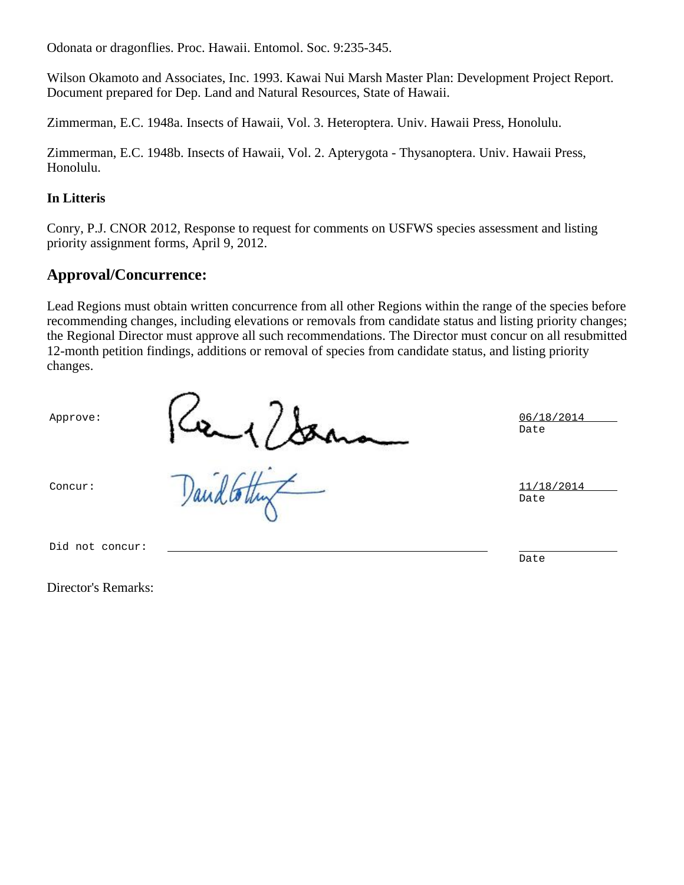Odonata or dragonflies. Proc. Hawaii. Entomol. Soc. 9:235-345.

Wilson Okamoto and Associates, Inc. 1993. Kawai Nui Marsh Master Plan: Development Project Report. Document prepared for Dep. Land and Natural Resources, State of Hawaii.

Zimmerman, E.C. 1948a. Insects of Hawaii, Vol. 3. Heteroptera. Univ. Hawaii Press, Honolulu.

Zimmerman, E.C. 1948b. Insects of Hawaii, Vol. 2. Apterygota - Thysanoptera. Univ. Hawaii Press, Honolulu.

**In Litteris**

Conry, P.J. CNOR 2012, Response to request for comments on USFWS species assessment and listing priority assignment forms, April 9, 2012.

## Approval/Concurrence:

Lead Regions must obtain written concurrence from all other Regions within the range of the species before recommending changes, including elevations or removals from candidate status and listing priority changes; the Regional Director must approve all such recommendations. The Director must concur on all resubmitted 12-month petition findings, additions or removal of species from candidate status, and listing priority changes.

Approve: 06/18/2014
Date

Concur: 11/18/2014
Date

Did not concur: \_\_\_\_\_\_\_\_\_\_\_\_\_\_\_\_
Date

Director's Remarks: